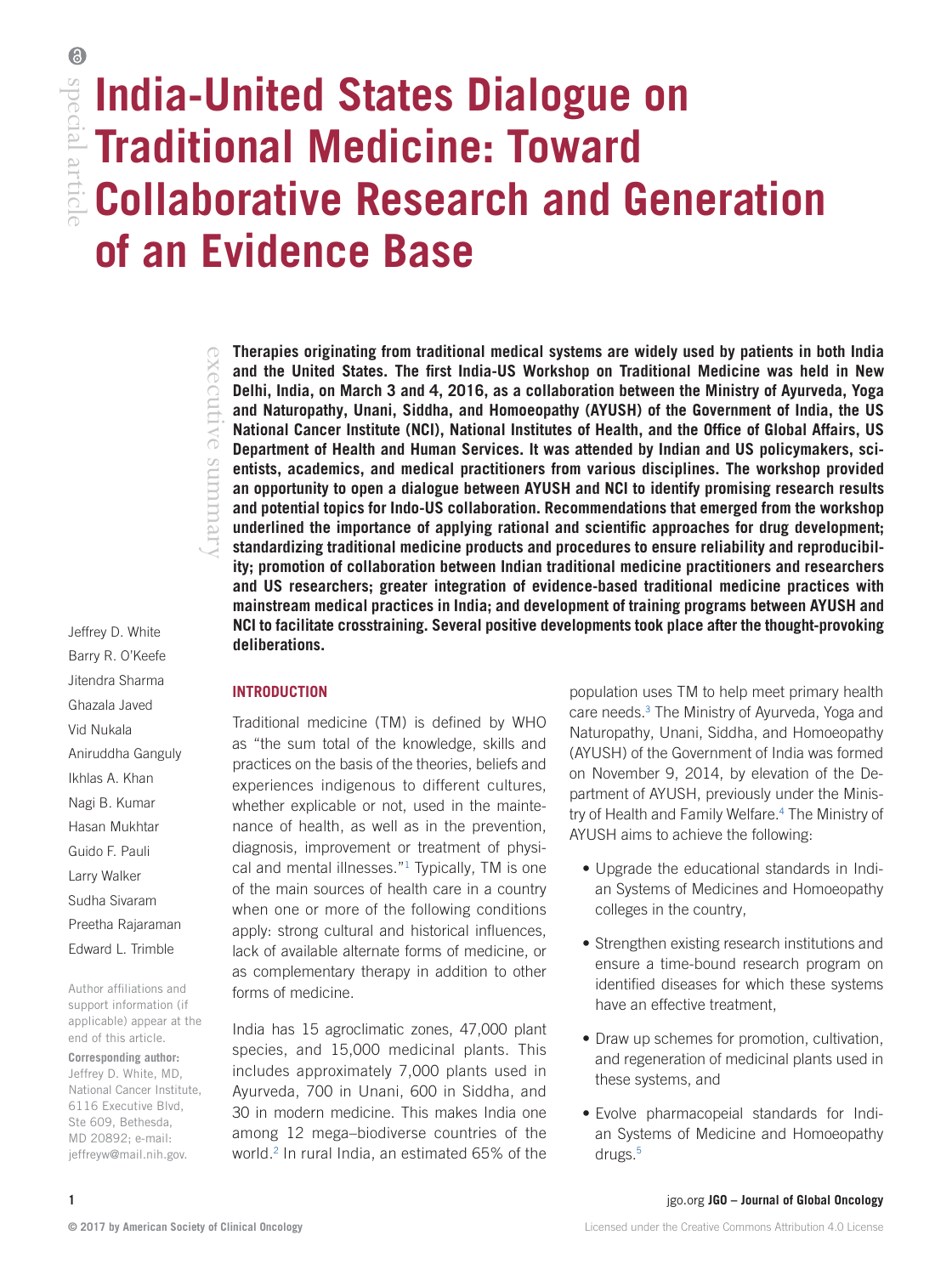special article

# India-United States Dialogue on Traditional Medicine: Toward Collaborative Research and Generation of an Evidence Base

Jeffrey D. White
Barry R. O'Keefe
Jitendra Sharma
Ghazala Javed
Vid Nukala
Aniruddha Ganguly
Ikhlas A. Khan
Nagi B. Kumar
Hasan Mukhtar
Guido F. Pauli
Larry Walker
Sudha Sivaram
Preetha Rajaraman
Edward L. Trimble

Author affiliations and support information (if applicable) appear at the end of this article.

**Corresponding author:** Jeffrey D. White, MD, National Cancer Institute, 6116 Executive Blvd, Ste 609, Bethesda, MD 20892; e-mail: jeffreyw@mail.nih.gov.

executive summary

**Therapies originating from traditional medical systems are widely used by patients in both India and the United States. The first India-US Workshop on Traditional Medicine was held in New Delhi, India, on March 3 and 4, 2016, as a collaboration between the Ministry of Ayurveda, Yoga and Naturopathy, Unani, Siddha, and Homoeopathy (AYUSH) of the Government of India, the US National Cancer Institute (NCI), National Institutes of Health, and the Office of Global Affairs, US Department of Health and Human Services. It was attended by Indian and US policymakers, scientists, academics, and medical practitioners from various disciplines. The workshop provided an opportunity to open a dialogue between AYUSH and NCI to identify promising research results and potential topics for Indo-US collaboration. Recommendations that emerged from the workshop underlined the importance of applying rational and scientific approaches for drug development; standardizing traditional medicine products and procedures to ensure reliability and reproducibility; promotion of collaboration between Indian traditional medicine practitioners and researchers and US researchers; greater integration of evidence-based traditional medicine practices with mainstream medical practices in India; and development of training programs between AYUSH and NCI to facilitate crosstraining. Several positive developments took place after the thought-provoking deliberations.**

## INTRODUCTION

Traditional medicine (TM) is defined by WHO as "the sum total of the knowledge, skills and practices on the basis of the theories, beliefs and experiences indigenous to different cultures, whether explicable or not, used in the maintenance of health, as well as in the prevention, diagnosis, improvement or treatment of physical and mental illnesses."[1] Typically, TM is one of the main sources of health care in a country when one or more of the following conditions apply: strong cultural and historical influences, lack of available alternate forms of medicine, or as complementary therapy in addition to other forms of medicine.

India has 15 agroclimatic zones, 47,000 plant species, and 15,000 medicinal plants. This includes approximately 7,000 plants used in Ayurveda, 700 in Unani, 600 in Siddha, and 30 in modern medicine. This makes India one among 12 mega–biodiverse countries of the world.[2] In rural India, an estimated 65% of the population uses TM to help meet primary health care needs.[3] The Ministry of Ayurveda, Yoga and Naturopathy, Unani, Siddha, and Homoeopathy (AYUSH) of the Government of India was formed on November 9, 2014, by elevation of the Department of AYUSH, previously under the Ministry of Health and Family Welfare.[4] The Ministry of AYUSH aims to achieve the following:

- Upgrade the educational standards in Indian Systems of Medicines and Homoeopathy colleges in the country,
- Strengthen existing research institutions and ensure a time-bound research program on identified diseases for which these systems have an effective treatment,
- Draw up schemes for promotion, cultivation, and regeneration of medicinal plants used in these systems, and
- Evolve pharmacopeial standards for Indian Systems of Medicine and Homoeopathy drugs.[5]

© 2017 by American Society of Clinical Oncology

Licensed under the Creative Commons Attribution 4.0 License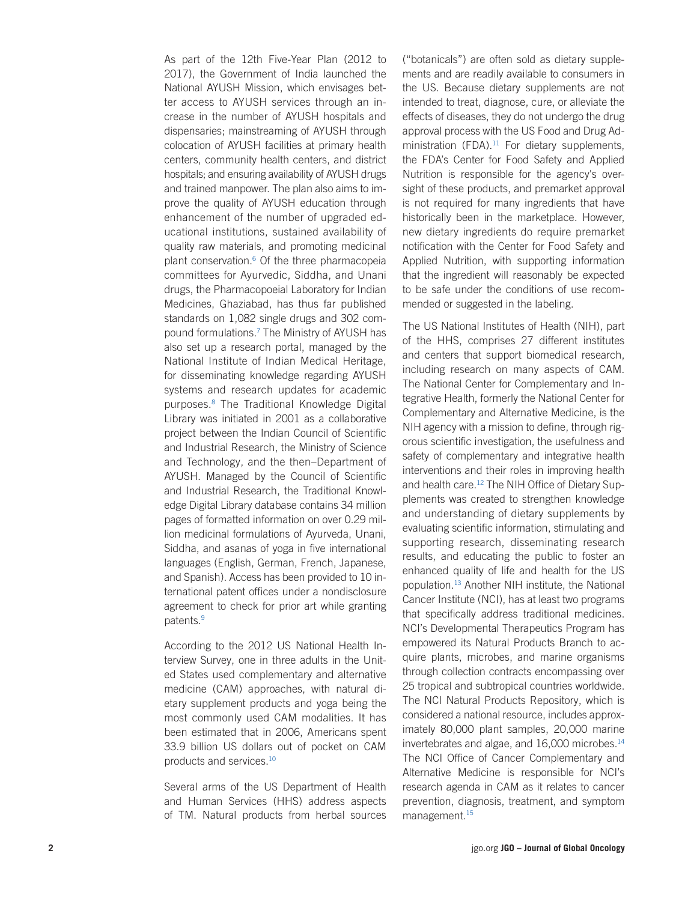As part of the 12th Five-Year Plan (2012 to 2017), the Government of India launched the National AYUSH Mission, which envisages better access to AYUSH services through an increase in the number of AYUSH hospitals and dispensaries; mainstreaming of AYUSH through colocation of AYUSH facilities at primary health centers, community health centers, and district hospitals; and ensuring availability of AYUSH drugs and trained manpower. The plan also aims to improve the quality of AYUSH education through enhancement of the number of upgraded educational institutions, sustained availability of quality raw materials, and promoting medicinal plant conservation.[6] Of the three pharmacopeia committees for Ayurvedic, Siddha, and Unani drugs, the Pharmacopoeial Laboratory for Indian Medicines, Ghaziabad, has thus far published standards on 1,082 single drugs and 302 compound formulations.[7] The Ministry of AYUSH has also set up a research portal, managed by the National Institute of Indian Medical Heritage, for disseminating knowledge regarding AYUSH systems and research updates for academic purposes.[8] The Traditional Knowledge Digital Library was initiated in 2001 as a collaborative project between the Indian Council of Scientific and Industrial Research, the Ministry of Science and Technology, and the then–Department of AYUSH. Managed by the Council of Scientific and Industrial Research, the Traditional Knowledge Digital Library database contains 34 million pages of formatted information on over 0.29 million medicinal formulations of Ayurveda, Unani, Siddha, and asanas of yoga in five international languages (English, German, French, Japanese, and Spanish). Access has been provided to 10 international patent offices under a nondisclosure agreement to check for prior art while granting patents.[9]

According to the 2012 US National Health Interview Survey, one in three adults in the United States used complementary and alternative medicine (CAM) approaches, with natural dietary supplement products and yoga being the most commonly used CAM modalities. It has been estimated that in 2006, Americans spent 33.9 billion US dollars out of pocket on CAM products and services.[10]

Several arms of the US Department of Health and Human Services (HHS) address aspects of TM. Natural products from herbal sources ("botanicals") are often sold as dietary supplements and are readily available to consumers in the US. Because dietary supplements are not intended to treat, diagnose, cure, or alleviate the effects of diseases, they do not undergo the drug approval process with the US Food and Drug Administration (FDA).[11] For dietary supplements, the FDA's Center for Food Safety and Applied Nutrition is responsible for the agency's oversight of these products, and premarket approval is not required for many ingredients that have historically been in the marketplace. However, new dietary ingredients do require premarket notification with the Center for Food Safety and Applied Nutrition, with supporting information that the ingredient will reasonably be expected to be safe under the conditions of use recommended or suggested in the labeling.

The US National Institutes of Health (NIH), part of the HHS, comprises 27 different institutes and centers that support biomedical research, including research on many aspects of CAM. The National Center for Complementary and Integrative Health, formerly the National Center for Complementary and Alternative Medicine, is the NIH agency with a mission to define, through rigorous scientific investigation, the usefulness and safety of complementary and integrative health interventions and their roles in improving health and health care.[12] The NIH Office of Dietary Supplements was created to strengthen knowledge and understanding of dietary supplements by evaluating scientific information, stimulating and supporting research, disseminating research results, and educating the public to foster an enhanced quality of life and health for the US population.[13] Another NIH institute, the National Cancer Institute (NCI), has at least two programs that specifically address traditional medicines. NCI's Developmental Therapeutics Program has empowered its Natural Products Branch to acquire plants, microbes, and marine organisms through collection contracts encompassing over 25 tropical and subtropical countries worldwide. The NCI Natural Products Repository, which is considered a national resource, includes approximately 80,000 plant samples, 20,000 marine invertebrates and algae, and 16,000 microbes.[14] The NCI Office of Cancer Complementary and Alternative Medicine is responsible for NCI's research agenda in CAM as it relates to cancer prevention, diagnosis, treatment, and symptom management.[15]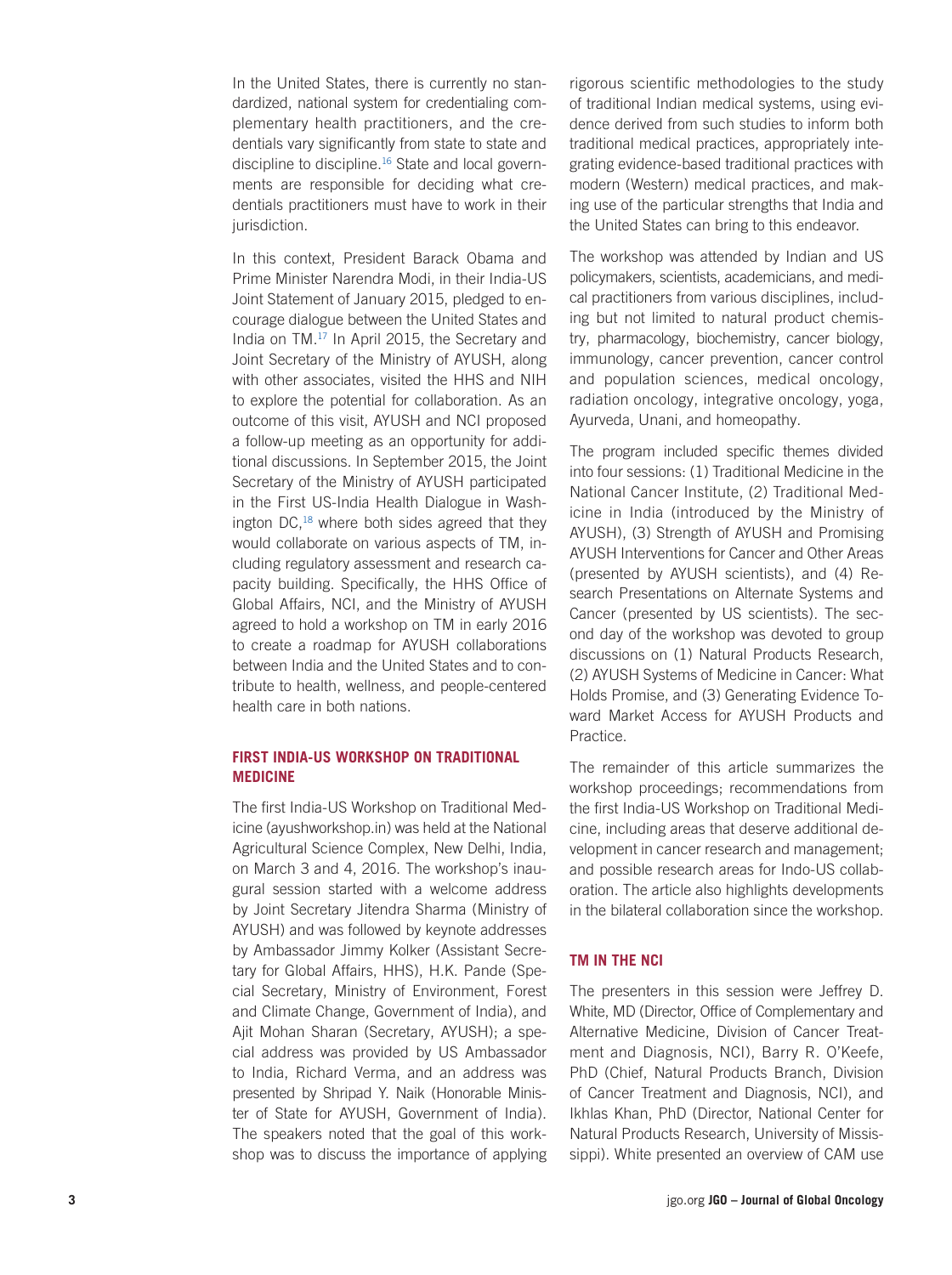In the United States, there is currently no standardized, national system for credentialing complementary health practitioners, and the credentials vary significantly from state to state and discipline to discipline.[16] State and local governments are responsible for deciding what credentials practitioners must have to work in their jurisdiction.

In this context, President Barack Obama and Prime Minister Narendra Modi, in their India-US Joint Statement of January 2015, pledged to encourage dialogue between the United States and India on TM.[17] In April 2015, the Secretary and Joint Secretary of the Ministry of AYUSH, along with other associates, visited the HHS and NIH to explore the potential for collaboration. As an outcome of this visit, AYUSH and NCI proposed a follow-up meeting as an opportunity for additional discussions. In September 2015, the Joint Secretary of the Ministry of AYUSH participated in the First US-India Health Dialogue in Washington DC,[18] where both sides agreed that they would collaborate on various aspects of TM, including regulatory assessment and research capacity building. Specifically, the HHS Office of Global Affairs, NCI, and the Ministry of AYUSH agreed to hold a workshop on TM in early 2016 to create a roadmap for AYUSH collaborations between India and the United States and to contribute to health, wellness, and people-centered health care in both nations.

## FIRST INDIA-US WORKSHOP ON TRADITIONAL MEDICINE

The first India-US Workshop on Traditional Medicine (ayushworkshop.in) was held at the National Agricultural Science Complex, New Delhi, India, on March 3 and 4, 2016. The workshop's inaugural session started with a welcome address by Joint Secretary Jitendra Sharma (Ministry of AYUSH) and was followed by keynote addresses by Ambassador Jimmy Kolker (Assistant Secretary for Global Affairs, HHS), H.K. Pande (Special Secretary, Ministry of Environment, Forest and Climate Change, Government of India), and Ajit Mohan Sharan (Secretary, AYUSH); a special address was provided by US Ambassador to India, Richard Verma, and an address was presented by Shripad Y. Naik (Honorable Minister of State for AYUSH, Government of India). The speakers noted that the goal of this workshop was to discuss the importance of applying rigorous scientific methodologies to the study of traditional Indian medical systems, using evidence derived from such studies to inform both traditional medical practices, appropriately integrating evidence-based traditional practices with modern (Western) medical practices, and making use of the particular strengths that India and the United States can bring to this endeavor.

The workshop was attended by Indian and US policymakers, scientists, academicians, and medical practitioners from various disciplines, including but not limited to natural product chemistry, pharmacology, biochemistry, cancer biology, immunology, cancer prevention, cancer control and population sciences, medical oncology, radiation oncology, integrative oncology, yoga, Ayurveda, Unani, and homeopathy.

The program included specific themes divided into four sessions: (1) Traditional Medicine in the National Cancer Institute, (2) Traditional Medicine in India (introduced by the Ministry of AYUSH), (3) Strength of AYUSH and Promising AYUSH Interventions for Cancer and Other Areas (presented by AYUSH scientists), and (4) Research Presentations on Alternate Systems and Cancer (presented by US scientists). The second day of the workshop was devoted to group discussions on (1) Natural Products Research, (2) AYUSH Systems of Medicine in Cancer: What Holds Promise, and (3) Generating Evidence Toward Market Access for AYUSH Products and Practice.

The remainder of this article summarizes the workshop proceedings; recommendations from the first India-US Workshop on Traditional Medicine, including areas that deserve additional development in cancer research and management; and possible research areas for Indo-US collaboration. The article also highlights developments in the bilateral collaboration since the workshop.

## TM IN THE NCI

The presenters in this session were Jeffrey D. White, MD (Director, Office of Complementary and Alternative Medicine, Division of Cancer Treatment and Diagnosis, NCI), Barry R. O'Keefe, PhD (Chief, Natural Products Branch, Division of Cancer Treatment and Diagnosis, NCI), and Ikhlas Khan, PhD (Director, National Center for Natural Products Research, University of Mississippi). White presented an overview of CAM use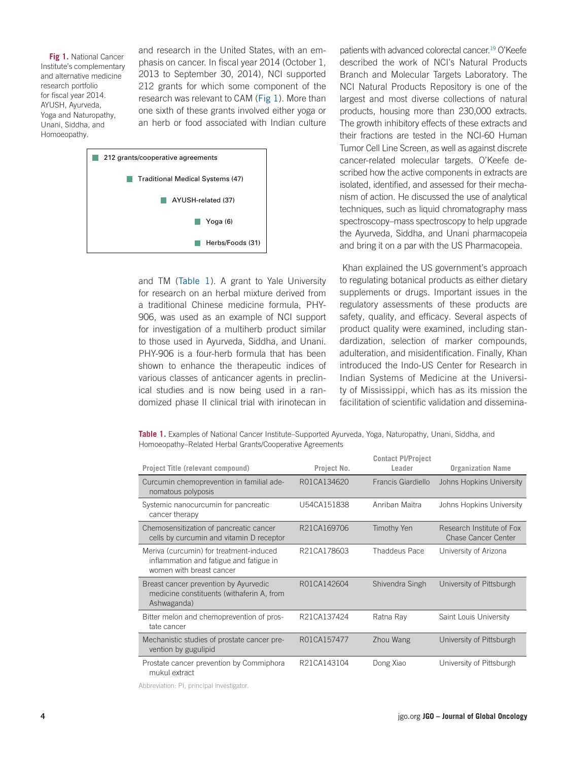and research in the United States, with an emphasis on cancer. In fiscal year 2014 (October 1, 2013 to September 30, 2014), NCI supported 212 grants for which some component of the research was relevant to CAM (Fig 1). More than one sixth of these grants involved either yoga or an herb or food associated with Indian culture and TM (Table 1). A grant to Yale University for research on an herbal mixture derived from a traditional Chinese medicine formula, PHY-906, was used as an example of NCI support for investigation of a multiherb product similar to those used in Ayurveda, Siddha, and Unani. PHY-906 is a four-herb formula that has been shown to enhance the therapeutic indices of various classes of anticancer agents in preclinical studies and is now being used in a randomized phase II clinical trial with irinotecan in patients with advanced colorectal cancer.[19] O'Keefe described the work of NCI's Natural Products Branch and Molecular Targets Laboratory. The NCI Natural Products Repository is one of the largest and most diverse collections of natural products, housing more than 230,000 extracts. The growth inhibitory effects of these extracts and their fractions are tested in the NCI-60 Human Tumor Cell Line Screen, as well as against discrete cancer-related molecular targets. O'Keefe described how the active components in extracts are isolated, identified, and assessed for their mechanism of action. He discussed the use of analytical techniques, such as liquid chromatography mass spectroscopy–mass spectroscopy to help upgrade the Ayurveda, Siddha, and Unani pharmacopeia and bring it on a par with the US Pharmacopeia.

- 212 grants/cooperative agreements
  - Traditional Medical Systems (47)
    - AYUSH-related (37)
      - Yoga (6)
      - Herbs/Foods (31)

**Fig 1.** National Cancer Institute's complementary and alternative medicine research portfolio for fiscal year 2014. AYUSH, Ayurveda, Yoga and Naturopathy, Unani, Siddha, and Homoeopathy.

Khan explained the US government's approach to regulating botanical products as either dietary supplements or drugs. Important issues in the regulatory assessments of these products are safety, quality, and efficacy. Several aspects of product quality were examined, including standardization, selection of marker compounds, adulteration, and misidentification. Finally, Khan introduced the Indo-US Center for Research in Indian Systems of Medicine at the University of Mississippi, which has as its mission the facilitation of scientific validation and dissemina-

**Table 1.** Examples of National Cancer Institute–Supported Ayurveda, Yoga, Naturopathy, Unani, Siddha, and Homoeopathy–Related Herbal Grants/Cooperative Agreements

| Project Title (relevant compound) | Project No. | Contact PI/Project Leader | Organization Name |
|---|---|---|---|
| Curcumin chemoprevention in familial adenomatous polyposis | R01CA134620 | Francis Giardiello | Johns Hopkins University |
| Systemic nanocurcumin for pancreatic cancer therapy | U54CA151838 | Anriban Maitra | Johns Hopkins University |
| Chemosensitization of pancreatic cancer cells by curcumin and vitamin D receptor | R21CA169706 | Timothy Yen | Research Institute of Fox Chase Cancer Center |
| Meriva (curcumin) for treatment-induced inflammation and fatigue and fatigue in women with breast cancer | R21CA178603 | Thaddeus Pace | University of Arizona |
| Breast cancer prevention by Ayurvedic medicine constituents (withaferin A, from Ashwaganda) | R01CA142604 | Shivendra Singh | University of Pittsburgh |
| Bitter melon and chemoprevention of prostate cancer | R21CA137424 | Ratna Ray | Saint Louis University |
| Mechanistic studies of prostate cancer prevention by gugulipid | R01CA157477 | Zhou Wang | University of Pittsburgh |
| Prostate cancer prevention by Commiphora mukul extract | R21CA143104 | Dong Xiao | University of Pittsburgh |

Abbreviation: PI, principal investigator.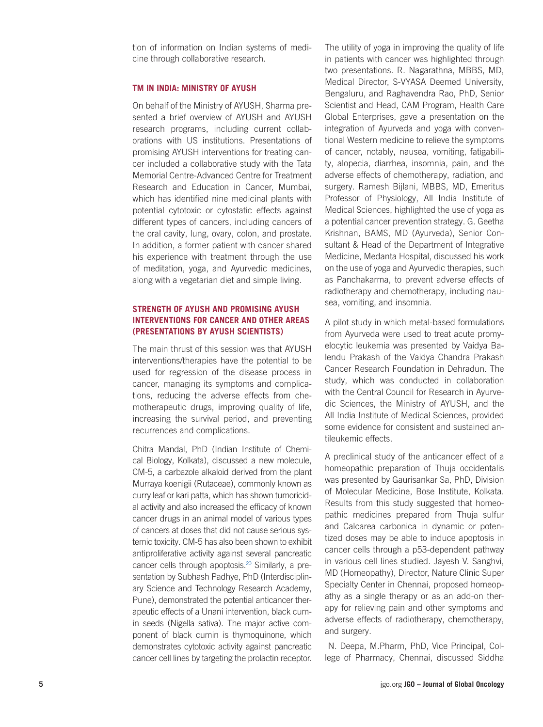tion of information on Indian systems of medicine through collaborative research.

## TM IN INDIA: MINISTRY OF AYUSH

On behalf of the Ministry of AYUSH, Sharma presented a brief overview of AYUSH and AYUSH research programs, including current collaborations with US institutions. Presentations of promising AYUSH interventions for treating cancer included a collaborative study with the Tata Memorial Centre-Advanced Centre for Treatment Research and Education in Cancer, Mumbai, which has identified nine medicinal plants with potential cytotoxic or cytostatic effects against different types of cancers, including cancers of the oral cavity, lung, ovary, colon, and prostate. In addition, a former patient with cancer shared his experience with treatment through the use of meditation, yoga, and Ayurvedic medicines, along with a vegetarian diet and simple living.

## STRENGTH OF AYUSH AND PROMISING AYUSH INTERVENTIONS FOR CANCER AND OTHER AREAS (PRESENTATIONS BY AYUSH SCIENTISTS)

The main thrust of this session was that AYUSH interventions/therapies have the potential to be used for regression of the disease process in cancer, managing its symptoms and complications, reducing the adverse effects from chemotherapeutic drugs, improving quality of life, increasing the survival period, and preventing recurrences and complications.

Chitra Mandal, PhD (Indian Institute of Chemical Biology, Kolkata), discussed a new molecule, CM-5, a carbazole alkaloid derived from the plant Murraya koenigii (Rutaceae), commonly known as curry leaf or kari patta, which has shown tumoricidal activity and also increased the efficacy of known cancer drugs in an animal model of various types of cancers at doses that did not cause serious systemic toxicity. CM-5 has also been shown to exhibit antiproliferative activity against several pancreatic cancer cells through apoptosis.[20] Similarly, a presentation by Subhash Padhye, PhD (Interdisciplinary Science and Technology Research Academy, Pune), demonstrated the potential anticancer therapeutic effects of a Unani intervention, black cumin seeds (Nigella sativa). The major active component of black cumin is thymoquinone, which demonstrates cytotoxic activity against pancreatic cancer cell lines by targeting the prolactin receptor.

The utility of yoga in improving the quality of life in patients with cancer was highlighted through two presentations. R. Nagarathna, MBBS, MD, Medical Director, S-VYASA Deemed University, Bengaluru, and Raghavendra Rao, PhD, Senior Scientist and Head, CAM Program, Health Care Global Enterprises, gave a presentation on the integration of Ayurveda and yoga with conventional Western medicine to relieve the symptoms of cancer, notably, nausea, vomiting, fatigability, alopecia, diarrhea, insomnia, pain, and the adverse effects of chemotherapy, radiation, and surgery. Ramesh Bijlani, MBBS, MD, Emeritus Professor of Physiology, All India Institute of Medical Sciences, highlighted the use of yoga as a potential cancer prevention strategy. G. Geetha Krishnan, BAMS, MD (Ayurveda), Senior Consultant & Head of the Department of Integrative Medicine, Medanta Hospital, discussed his work on the use of yoga and Ayurvedic therapies, such as Panchakarma, to prevent adverse effects of radiotherapy and chemotherapy, including nausea, vomiting, and insomnia.

A pilot study in which metal-based formulations from Ayurveda were used to treat acute promyelocytic leukemia was presented by Vaidya Balendu Prakash of the Vaidya Chandra Prakash Cancer Research Foundation in Dehradun. The study, which was conducted in collaboration with the Central Council for Research in Ayurvedic Sciences, the Ministry of AYUSH, and the All India Institute of Medical Sciences, provided some evidence for consistent and sustained antileukemic effects.

A preclinical study of the anticancer effect of a homeopathic preparation of Thuja occidentalis was presented by Gaurisankar Sa, PhD, Division of Molecular Medicine, Bose Institute, Kolkata. Results from this study suggested that homeopathic medicines prepared from Thuja sulfur and Calcarea carbonica in dynamic or potentized doses may be able to induce apoptosis in cancer cells through a p53-dependent pathway in various cell lines studied. Jayesh V. Sanghvi, MD (Homeopathy), Director, Nature Clinic Super Specialty Center in Chennai, proposed homeopathy as a single therapy or as an add-on therapy for relieving pain and other symptoms and adverse effects of radiotherapy, chemotherapy, and surgery.

N. Deepa, M.Pharm, PhD, Vice Principal, College of Pharmacy, Chennai, discussed Siddha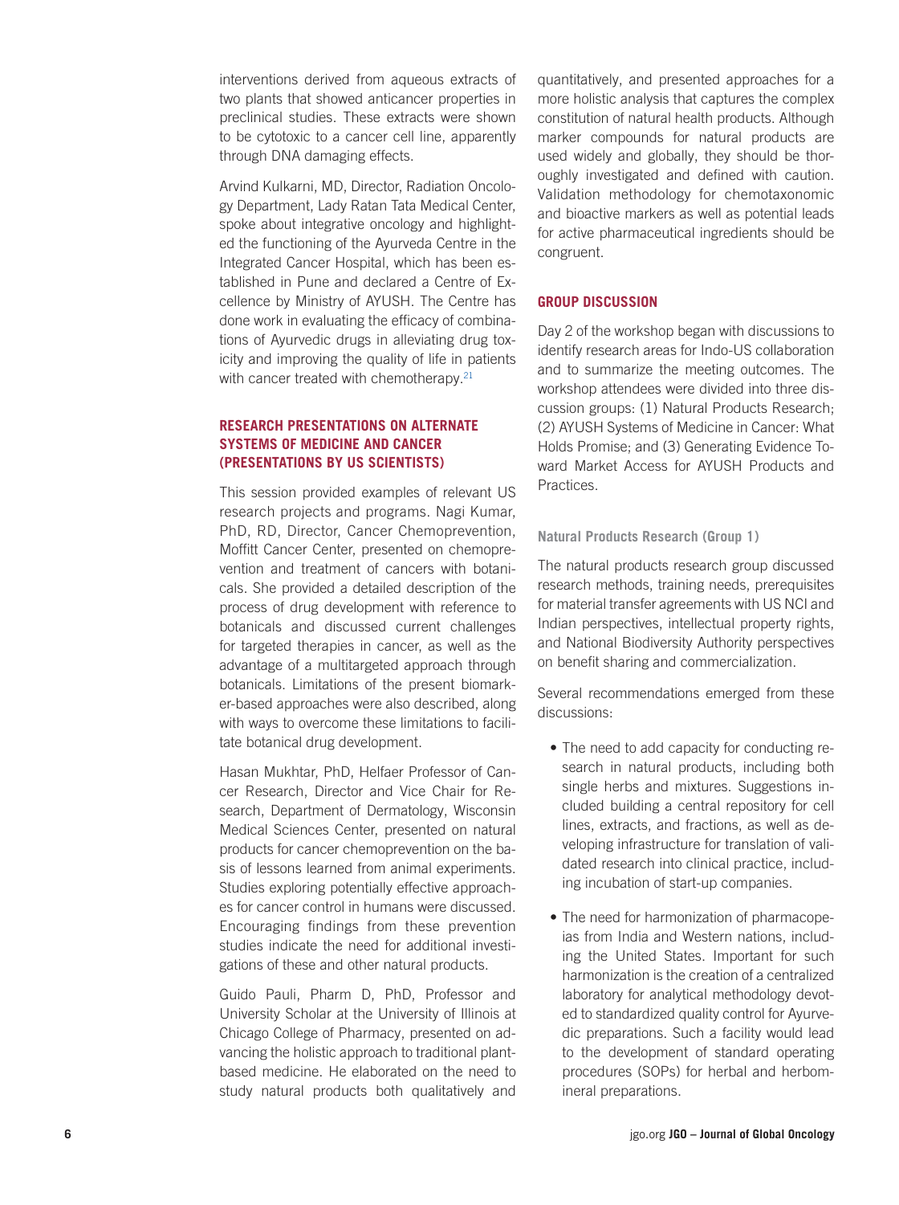interventions derived from aqueous extracts of two plants that showed anticancer properties in preclinical studies. These extracts were shown to be cytotoxic to a cancer cell line, apparently through DNA damaging effects.

Arvind Kulkarni, MD, Director, Radiation Oncology Department, Lady Ratan Tata Medical Center, spoke about integrative oncology and highlighted the functioning of the Ayurveda Centre in the Integrated Cancer Hospital, which has been established in Pune and declared a Centre of Excellence by Ministry of AYUSH. The Centre has done work in evaluating the efficacy of combinations of Ayurvedic drugs in alleviating drug toxicity and improving the quality of life in patients with cancer treated with chemotherapy.[21]

## RESEARCH PRESENTATIONS ON ALTERNATE SYSTEMS OF MEDICINE AND CANCER (PRESENTATIONS BY US SCIENTISTS)

This session provided examples of relevant US research projects and programs. Nagi Kumar, PhD, RD, Director, Cancer Chemoprevention, Moffitt Cancer Center, presented on chemoprevention and treatment of cancers with botanicals. She provided a detailed description of the process of drug development with reference to botanicals and discussed current challenges for targeted therapies in cancer, as well as the advantage of a multitargeted approach through botanicals. Limitations of the present biomarker-based approaches were also described, along with ways to overcome these limitations to facilitate botanical drug development.

Hasan Mukhtar, PhD, Helfaer Professor of Cancer Research, Director and Vice Chair for Research, Department of Dermatology, Wisconsin Medical Sciences Center, presented on natural products for cancer chemoprevention on the basis of lessons learned from animal experiments. Studies exploring potentially effective approaches for cancer control in humans were discussed. Encouraging findings from these prevention studies indicate the need for additional investigations of these and other natural products.

Guido Pauli, Pharm D, PhD, Professor and University Scholar at the University of Illinois at Chicago College of Pharmacy, presented on advancing the holistic approach to traditional plant-based medicine. He elaborated on the need to study natural products both qualitatively and quantitatively, and presented approaches for a more holistic analysis that captures the complex constitution of natural health products. Although marker compounds for natural products are used widely and globally, they should be thoroughly investigated and defined with caution. Validation methodology for chemotaxonomic and bioactive markers as well as potential leads for active pharmaceutical ingredients should be congruent.

## GROUP DISCUSSION

Day 2 of the workshop began with discussions to identify research areas for Indo-US collaboration and to summarize the meeting outcomes. The workshop attendees were divided into three discussion groups: (1) Natural Products Research; (2) AYUSH Systems of Medicine in Cancer: What Holds Promise; and (3) Generating Evidence Toward Market Access for AYUSH Products and Practices.

### Natural Products Research (Group 1)

The natural products research group discussed research methods, training needs, prerequisites for material transfer agreements with US NCI and Indian perspectives, intellectual property rights, and National Biodiversity Authority perspectives on benefit sharing and commercialization.

Several recommendations emerged from these discussions:

- The need to add capacity for conducting research in natural products, including both single herbs and mixtures. Suggestions included building a central repository for cell lines, extracts, and fractions, as well as developing infrastructure for translation of validated research into clinical practice, including incubation of start-up companies.
- The need for harmonization of pharmacopeias from India and Western nations, including the United States. Important for such harmonization is the creation of a centralized laboratory for analytical methodology devoted to standardized quality control for Ayurvedic preparations. Such a facility would lead to the development of standard operating procedures (SOPs) for herbal and herbomineral preparations.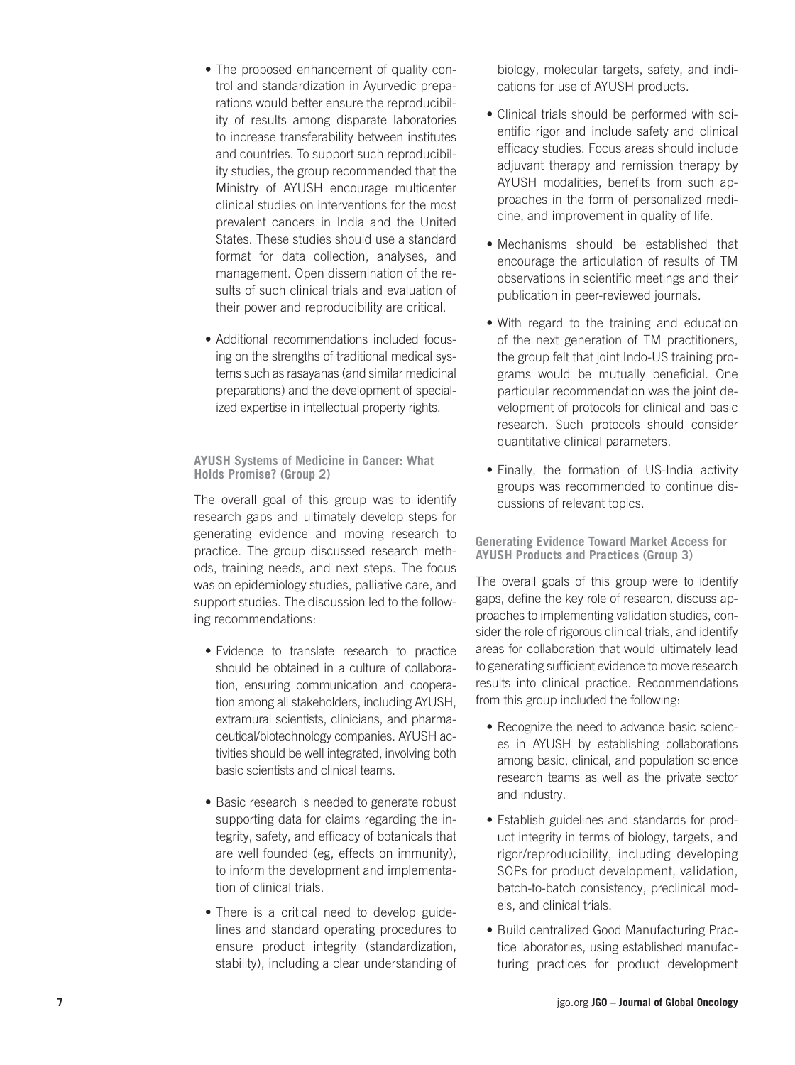- The proposed enhancement of quality control and standardization in Ayurvedic preparations would better ensure the reproducibility of results among disparate laboratories to increase transferability between institutes and countries. To support such reproducibility studies, the group recommended that the Ministry of AYUSH encourage multicenter clinical studies on interventions for the most prevalent cancers in India and the United States. These studies should use a standard format for data collection, analyses, and management. Open dissemination of the results of such clinical trials and evaluation of their power and reproducibility are critical.

- Additional recommendations included focusing on the strengths of traditional medical systems such as rasayanas (and similar medicinal preparations) and the development of specialized expertise in intellectual property rights.

#### AYUSH Systems of Medicine in Cancer: What Holds Promise? (Group 2)

The overall goal of this group was to identify research gaps and ultimately develop steps for generating evidence and moving research to practice. The group discussed research methods, training needs, and next steps. The focus was on epidemiology studies, palliative care, and support studies. The discussion led to the following recommendations:

- Evidence to translate research to practice should be obtained in a culture of collaboration, ensuring communication and cooperation among all stakeholders, including AYUSH, extramural scientists, clinicians, and pharmaceutical/biotechnology companies. AYUSH activities should be well integrated, involving both basic scientists and clinical teams.

- Basic research is needed to generate robust supporting data for claims regarding the integrity, safety, and efficacy of botanicals that are well founded (eg, effects on immunity), to inform the development and implementation of clinical trials.

- There is a critical need to develop guidelines and standard operating procedures to ensure product integrity (standardization, stability), including a clear understanding of biology, molecular targets, safety, and indications for use of AYUSH products.

- Clinical trials should be performed with scientific rigor and include safety and clinical efficacy studies. Focus areas should include adjuvant therapy and remission therapy by AYUSH modalities, benefits from such approaches in the form of personalized medicine, and improvement in quality of life.

- Mechanisms should be established that encourage the articulation of results of TM observations in scientific meetings and their publication in peer-reviewed journals.

- With regard to the training and education of the next generation of TM practitioners, the group felt that joint Indo-US training programs would be mutually beneficial. One particular recommendation was the joint development of protocols for clinical and basic research. Such protocols should consider quantitative clinical parameters.

- Finally, the formation of US-India activity groups was recommended to continue discussions of relevant topics.

#### Generating Evidence Toward Market Access for AYUSH Products and Practices (Group 3)

The overall goals of this group were to identify gaps, define the key role of research, discuss approaches to implementing validation studies, consider the role of rigorous clinical trials, and identify areas for collaboration that would ultimately lead to generating sufficient evidence to move research results into clinical practice. Recommendations from this group included the following:

- Recognize the need to advance basic sciences in AYUSH by establishing collaborations among basic, clinical, and population science research teams as well as the private sector and industry.

- Establish guidelines and standards for product integrity in terms of biology, targets, and rigor/reproducibility, including developing SOPs for product development, validation, batch-to-batch consistency, preclinical models, and clinical trials.

- Build centralized Good Manufacturing Practice laboratories, using established manufacturing practices for product development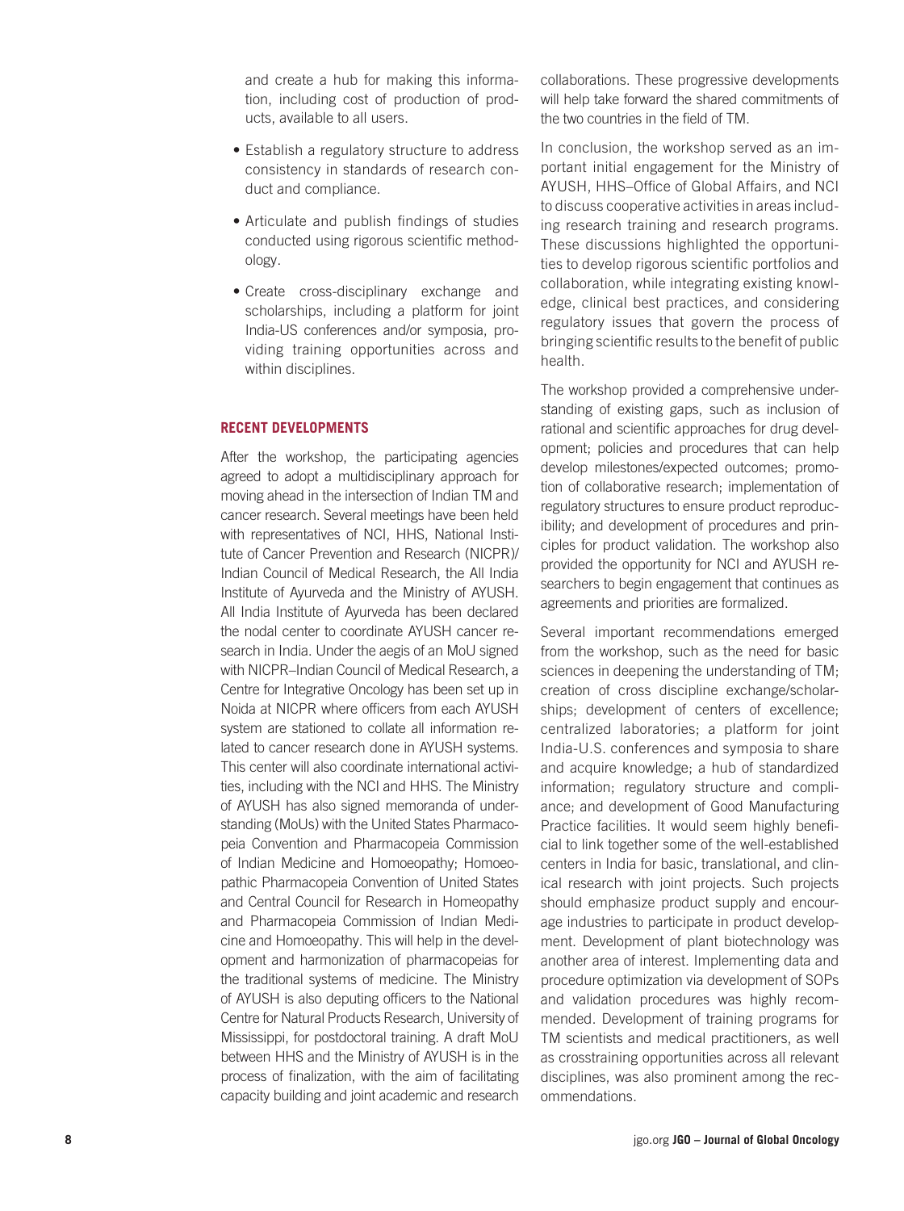and create a hub for making this information, including cost of production of products, available to all users.

- Establish a regulatory structure to address consistency in standards of research conduct and compliance.
- Articulate and publish findings of studies conducted using rigorous scientific methodology.
- Create cross-disciplinary exchange and scholarships, including a platform for joint India-US conferences and/or symposia, providing training opportunities across and within disciplines.

## RECENT DEVELOPMENTS

After the workshop, the participating agencies agreed to adopt a multidisciplinary approach for moving ahead in the intersection of Indian TM and cancer research. Several meetings have been held with representatives of NCI, HHS, National Institute of Cancer Prevention and Research (NICPR)/ Indian Council of Medical Research, the All India Institute of Ayurveda and the Ministry of AYUSH. All India Institute of Ayurveda has been declared the nodal center to coordinate AYUSH cancer research in India. Under the aegis of an MoU signed with NICPR–Indian Council of Medical Research, a Centre for Integrative Oncology has been set up in Noida at NICPR where officers from each AYUSH system are stationed to collate all information related to cancer research done in AYUSH systems. This center will also coordinate international activities, including with the NCI and HHS. The Ministry of AYUSH has also signed memoranda of understanding (MoUs) with the United States Pharmacopeia Convention and Pharmacopeia Commission of Indian Medicine and Homoeopathy; Homoeopathic Pharmacopeia Convention of United States and Central Council for Research in Homeopathy and Pharmacopeia Commission of Indian Medicine and Homoeopathy. This will help in the development and harmonization of pharmacopeias for the traditional systems of medicine. The Ministry of AYUSH is also deputing officers to the National Centre for Natural Products Research, University of Mississippi, for postdoctoral training. A draft MoU between HHS and the Ministry of AYUSH is in the process of finalization, with the aim of facilitating capacity building and joint academic and research collaborations. These progressive developments will help take forward the shared commitments of the two countries in the field of TM.

In conclusion, the workshop served as an important initial engagement for the Ministry of AYUSH, HHS–Office of Global Affairs, and NCI to discuss cooperative activities in areas including research training and research programs. These discussions highlighted the opportunities to develop rigorous scientific portfolios and collaboration, while integrating existing knowledge, clinical best practices, and considering regulatory issues that govern the process of bringing scientific results to the benefit of public health.

The workshop provided a comprehensive understanding of existing gaps, such as inclusion of rational and scientific approaches for drug development; policies and procedures that can help develop milestones/expected outcomes; promotion of collaborative research; implementation of regulatory structures to ensure product reproducibility; and development of procedures and principles for product validation. The workshop also provided the opportunity for NCI and AYUSH researchers to begin engagement that continues as agreements and priorities are formalized.

Several important recommendations emerged from the workshop, such as the need for basic sciences in deepening the understanding of TM; creation of cross discipline exchange/scholarships; development of centers of excellence; centralized laboratories; a platform for joint India-U.S. conferences and symposia to share and acquire knowledge; a hub of standardized information; regulatory structure and compliance; and development of Good Manufacturing Practice facilities. It would seem highly beneficial to link together some of the well-established centers in India for basic, translational, and clinical research with joint projects. Such projects should emphasize product supply and encourage industries to participate in product development. Development of plant biotechnology was another area of interest. Implementing data and procedure optimization via development of SOPs and validation procedures was highly recommended. Development of training programs for TM scientists and medical practitioners, as well as crosstraining opportunities across all relevant disciplines, was also prominent among the recommendations.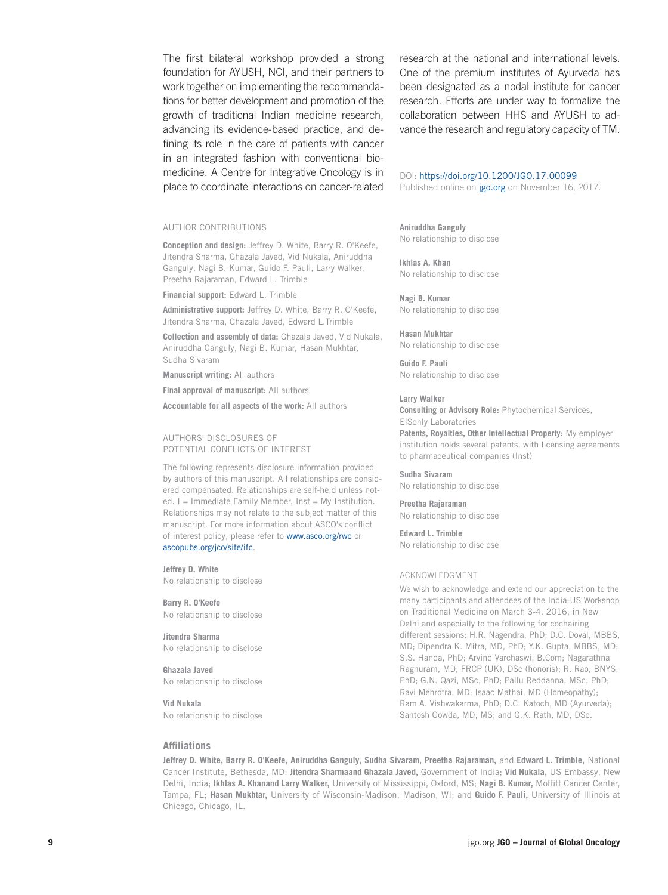The first bilateral workshop provided a strong foundation for AYUSH, NCI, and their partners to work together on implementing the recommendations for better development and promotion of the growth of traditional Indian medicine research, advancing its evidence-based practice, and defining its role in the care of patients with cancer in an integrated fashion with conventional biomedicine. A Centre for Integrative Oncology is in place to coordinate interactions on cancer-related research at the national and international levels. One of the premium institutes of Ayurveda has been designated as a nodal institute for cancer research. Efforts are under way to formalize the collaboration between HHS and AYUSH to advance the research and regulatory capacity of TM.

DOI: https://doi.org/10.1200/JGO.17.00099
Published online on jgo.org on November 16, 2017.

## AUTHOR CONTRIBUTIONS

**Conception and design:** Jeffrey D. White, Barry R. O'Keefe, Jitendra Sharma, Ghazala Javed, Vid Nukala, Aniruddha Ganguly, Nagi B. Kumar, Guido F. Pauli, Larry Walker, Preetha Rajaraman, Edward L. Trimble

**Financial support:** Edward L. Trimble

**Administrative support:** Jeffrey D. White, Barry R. O'Keefe, Jitendra Sharma, Ghazala Javed, Edward L.Trimble

**Collection and assembly of data:** Ghazala Javed, Vid Nukala, Aniruddha Ganguly, Nagi B. Kumar, Hasan Mukhtar, Sudha Sivaram

**Manuscript writing:** All authors

**Final approval of manuscript:** All authors

**Accountable for all aspects of the work:** All authors

## AUTHORS' DISCLOSURES OF POTENTIAL CONFLICTS OF INTEREST

The following represents disclosure information provided by authors of this manuscript. All relationships are considered compensated. Relationships are self-held unless noted. I = Immediate Family Member, Inst = My Institution. Relationships may not relate to the subject matter of this manuscript. For more information about ASCO's conflict of interest policy, please refer to www.asco.org/rwc or ascopubs.org/jco/site/ifc.

**Jeffrey D. White**
No relationship to disclose

**Barry R. O'Keefe**
No relationship to disclose

**Jitendra Sharma**
No relationship to disclose

**Ghazala Javed**
No relationship to disclose

**Vid Nukala**
No relationship to disclose

**Aniruddha Ganguly**
No relationship to disclose

**Ikhlas A. Khan**
No relationship to disclose

**Nagi B. Kumar**
No relationship to disclose

**Hasan Mukhtar**
No relationship to disclose

**Guido F. Pauli**
No relationship to disclose

**Larry Walker**
**Consulting or Advisory Role:** Phytochemical Services, ElSohly Laboratories
**Patents, Royalties, Other Intellectual Property:** My employer institution holds several patents, with licensing agreements to pharmaceutical companies (Inst)

**Sudha Sivaram**
No relationship to disclose

**Preetha Rajaraman**
No relationship to disclose

**Edward L. Trimble**
No relationship to disclose

## ACKNOWLEDGMENT

We wish to acknowledge and extend our appreciation to the many participants and attendees of the India-US Workshop on Traditional Medicine on March 3-4, 2016, in New Delhi and especially to the following for cochairing different sessions: H.R. Nagendra, PhD; D.C. Doval, MBBS, MD; Dipendra K. Mitra, MD, PhD; Y.K. Gupta, MBBS, MD; S.S. Handa, PhD; Arvind Varchaswi, B.Com; Nagarathna Raghuram, MD, FRCP (UK), DSc (honoris); R. Rao, BNYS, PhD; G.N. Qazi, MSc, PhD; Pallu Reddanna, MSc, PhD; Ravi Mehrotra, MD; Isaac Mathai, MD (Homeopathy); Ram A. Vishwakarma, PhD; D.C. Katoch, MD (Ayurveda); Santosh Gowda, MD, MS; and G.K. Rath, MD, DSc.

## Affiliations

**Jeffrey D. White, Barry R. O'Keefe, Aniruddha Ganguly, Sudha Sivaram, Preetha Rajaraman,** and **Edward L. Trimble,** National Cancer Institute, Bethesda, MD; **Jitendra Sharmaand Ghazala Javed,** Government of India; **Vid Nukala,** US Embassy, New Delhi, India; **Ikhlas A. Khanand Larry Walker,** University of Mississippi, Oxford, MS; **Nagi B. Kumar,** Moffitt Cancer Center, Tampa, FL; **Hasan Mukhtar,** University of Wisconsin-Madison, Madison, WI; and **Guido F. Pauli,** University of Illinois at Chicago, Chicago, IL.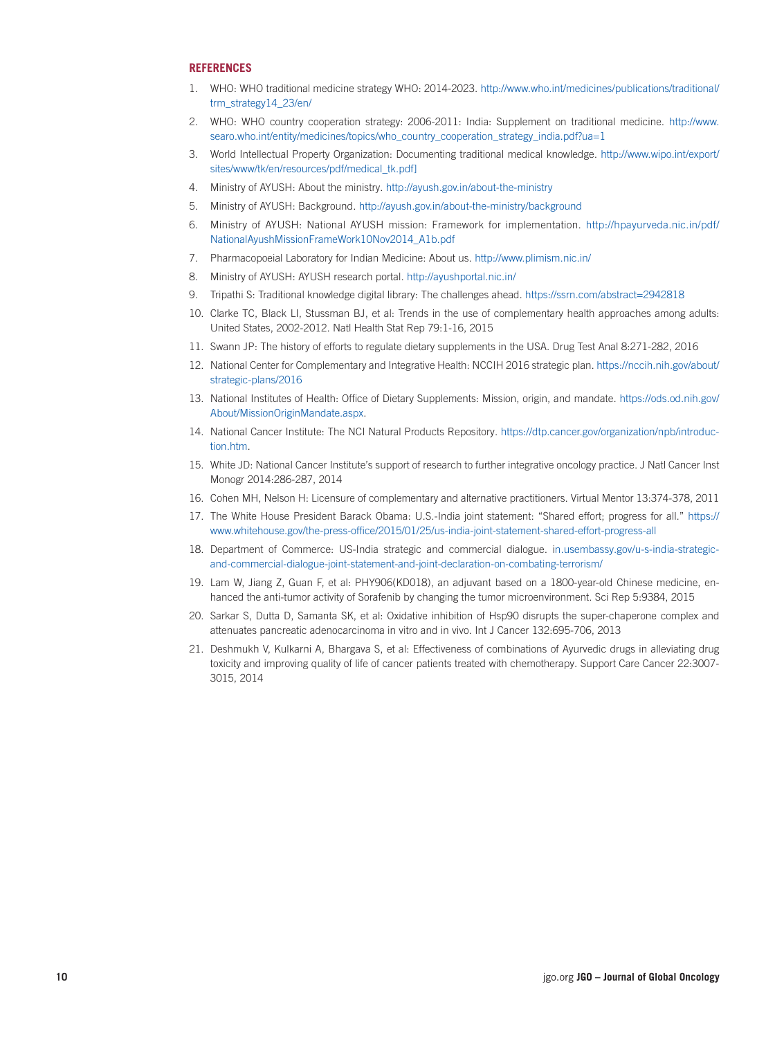## REFERENCES

1. WHO: WHO traditional medicine strategy WHO: 2014-2023. http://www.who.int/medicines/publications/traditional/trm_strategy14_23/en/
2. WHO: WHO country cooperation strategy: 2006-2011: India: Supplement on traditional medicine. http://www.searo.who.int/entity/medicines/topics/who_country_cooperation_strategy_india.pdf?ua=1
3. World Intellectual Property Organization: Documenting traditional medical knowledge. http://www.wipo.int/export/sites/www/tk/en/resources/pdf/medical_tk.pdf]
4. Ministry of AYUSH: About the ministry. http://ayush.gov.in/about-the-ministry
5. Ministry of AYUSH: Background. http://ayush.gov.in/about-the-ministry/background
6. Ministry of AYUSH: National AYUSH mission: Framework for implementation. http://hpayurveda.nic.in/pdf/NationalAyushMissionFrameWork10Nov2014_A1b.pdf
7. Pharmacopoeial Laboratory for Indian Medicine: About us. http://www.plimism.nic.in/
8. Ministry of AYUSH: AYUSH research portal. http://ayushportal.nic.in/
9. Tripathi S: Traditional knowledge digital library: The challenges ahead. https://ssrn.com/abstract=2942818
10. Clarke TC, Black LI, Stussman BJ, et al: Trends in the use of complementary health approaches among adults: United States, 2002-2012. Natl Health Stat Rep 79:1-16, 2015
11. Swann JP: The history of efforts to regulate dietary supplements in the USA. Drug Test Anal 8:271-282, 2016
12. National Center for Complementary and Integrative Health: NCCIH 2016 strategic plan. https://nccih.nih.gov/about/strategic-plans/2016
13. National Institutes of Health: Office of Dietary Supplements: Mission, origin, and mandate. https://ods.od.nih.gov/About/MissionOriginMandate.aspx.
14. National Cancer Institute: The NCI Natural Products Repository. https://dtp.cancer.gov/organization/npb/introduction.htm.
15. White JD: National Cancer Institute's support of research to further integrative oncology practice. J Natl Cancer Inst Monogr 2014:286-287, 2014
16. Cohen MH, Nelson H: Licensure of complementary and alternative practitioners. Virtual Mentor 13:374-378, 2011
17. The White House President Barack Obama: U.S.-India joint statement: "Shared effort; progress for all." https://www.whitehouse.gov/the-press-office/2015/01/25/us-india-joint-statement-shared-effort-progress-all
18. Department of Commerce: US-India strategic and commercial dialogue. in.usembassy.gov/u-s-india-strategic-and-commercial-dialogue-joint-statement-and-joint-declaration-on-combating-terrorism/
19. Lam W, Jiang Z, Guan F, et al: PHY906(KD018), an adjuvant based on a 1800-year-old Chinese medicine, enhanced the anti-tumor activity of Sorafenib by changing the tumor microenvironment. Sci Rep 5:9384, 2015
20. Sarkar S, Dutta D, Samanta SK, et al: Oxidative inhibition of Hsp90 disrupts the super-chaperone complex and attenuates pancreatic adenocarcinoma in vitro and in vivo. Int J Cancer 132:695-706, 2013
21. Deshmukh V, Kulkarni A, Bhargava S, et al: Effectiveness of combinations of Ayurvedic drugs in alleviating drug toxicity and improving quality of life of cancer patients treated with chemotherapy. Support Care Cancer 22:3007-3015, 2014